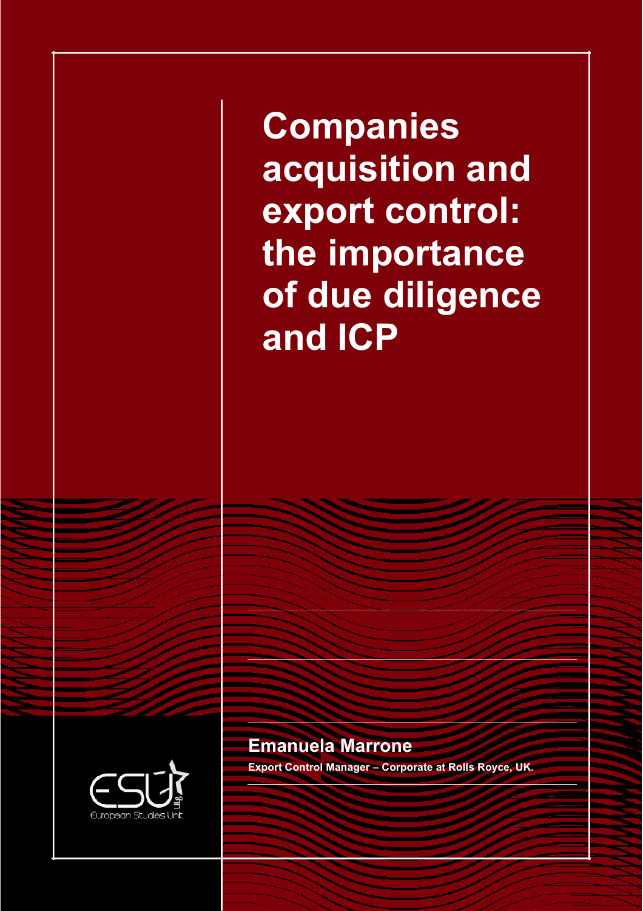# Companies acquisition and export control: the importance of due diligence and ICP

**Emanuela Marrone**

**Export Control Manager – Corporate at Rolls Royce, UK.**

ESU ULg

European Studies Unit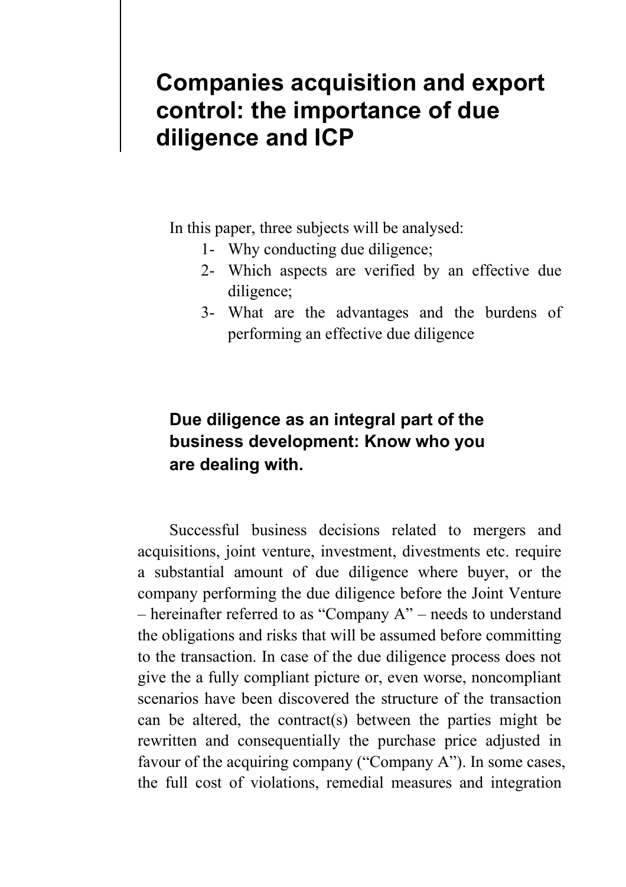# Companies acquisition and export control: the importance of due diligence and ICP

In this paper, three subjects will be analysed:

1- Why conducting due diligence;
2- Which aspects are verified by an effective due diligence;
3- What are the advantages and the burdens of performing an effective due diligence

## Due diligence as an integral part of the business development: Know who you are dealing with.

Successful business decisions related to mergers and acquisitions, joint venture, investment, divestments etc. require a substantial amount of due diligence where buyer, or the company performing the due diligence before the Joint Venture – hereinafter referred to as "Company A" – needs to understand the obligations and risks that will be assumed before committing to the transaction. In case of the due diligence process does not give the a fully compliant picture or, even worse, noncompliant scenarios have been discovered the structure of the transaction can be altered, the contract(s) between the parties might be rewritten and consequentially the purchase price adjusted in favour of the acquiring company ("Company A"). In some cases, the full cost of violations, remedial measures and integration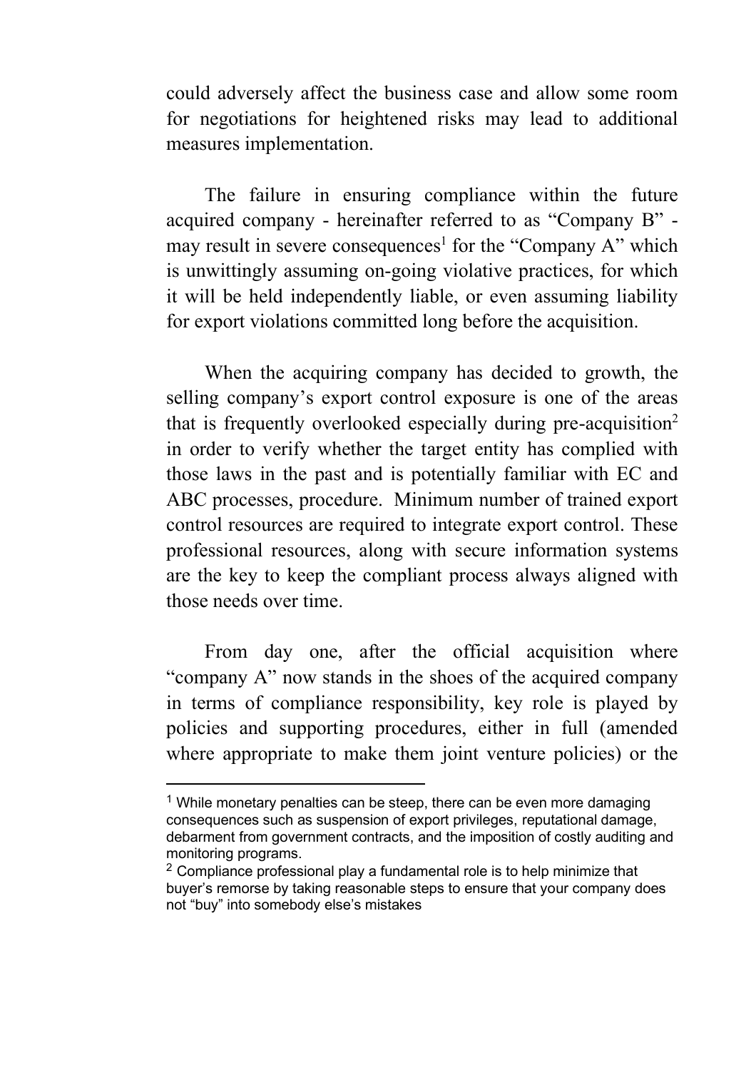could adversely affect the business case and allow some room for negotiations for heightened risks may lead to additional measures implementation.

The failure in ensuring compliance within the future acquired company - hereinafter referred to as "Company B" - may result in severe consequences[1] for the "Company A" which is unwittingly assuming on-going violative practices, for which it will be held independently liable, or even assuming liability for export violations committed long before the acquisition.

When the acquiring company has decided to growth, the selling company's export control exposure is one of the areas that is frequently overlooked especially during pre-acquisition[2] in order to verify whether the target entity has complied with those laws in the past and is potentially familiar with EC and ABC processes, procedure. Minimum number of trained export control resources are required to integrate export control. These professional resources, along with secure information systems are the key to keep the compliant process always aligned with those needs over time.

From day one, after the official acquisition where "company A" now stands in the shoes of the acquired company in terms of compliance responsibility, key role is played by policies and supporting procedures, either in full (amended where appropriate to make them joint venture policies) or the

---

[1] While monetary penalties can be steep, there can be even more damaging consequences such as suspension of export privileges, reputational damage, debarment from government contracts, and the imposition of costly auditing and monitoring programs.

[2] Compliance professional play a fundamental role is to help minimize that buyer's remorse by taking reasonable steps to ensure that your company does not "buy" into somebody else's mistakes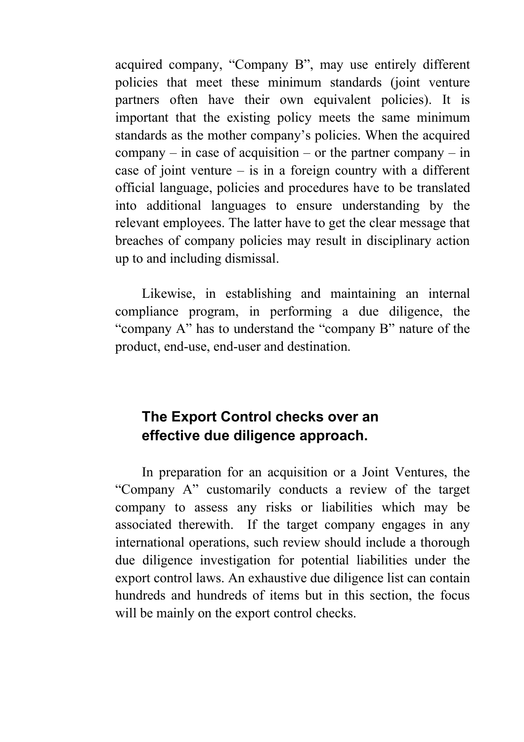acquired company, “Company B”, may use entirely different policies that meet these minimum standards (joint venture partners often have their own equivalent policies). It is important that the existing policy meets the same minimum standards as the mother company’s policies. When the acquired company – in case of acquisition – or the partner company – in case of joint venture – is in a foreign country with a different official language, policies and procedures have to be translated into additional languages to ensure understanding by the relevant employees. The latter have to get the clear message that breaches of company policies may result in disciplinary action up to and including dismissal.

Likewise, in establishing and maintaining an internal compliance program, in performing a due diligence, the “company A” has to understand the “company B” nature of the product, end-use, end-user and destination.

## The Export Control checks over an effective due diligence approach.

In preparation for an acquisition or a Joint Ventures, the “Company A” customarily conducts a review of the target company to assess any risks or liabilities which may be associated therewith. If the target company engages in any international operations, such review should include a thorough due diligence investigation for potential liabilities under the export control laws. An exhaustive due diligence list can contain hundreds and hundreds of items but in this section, the focus will be mainly on the export control checks.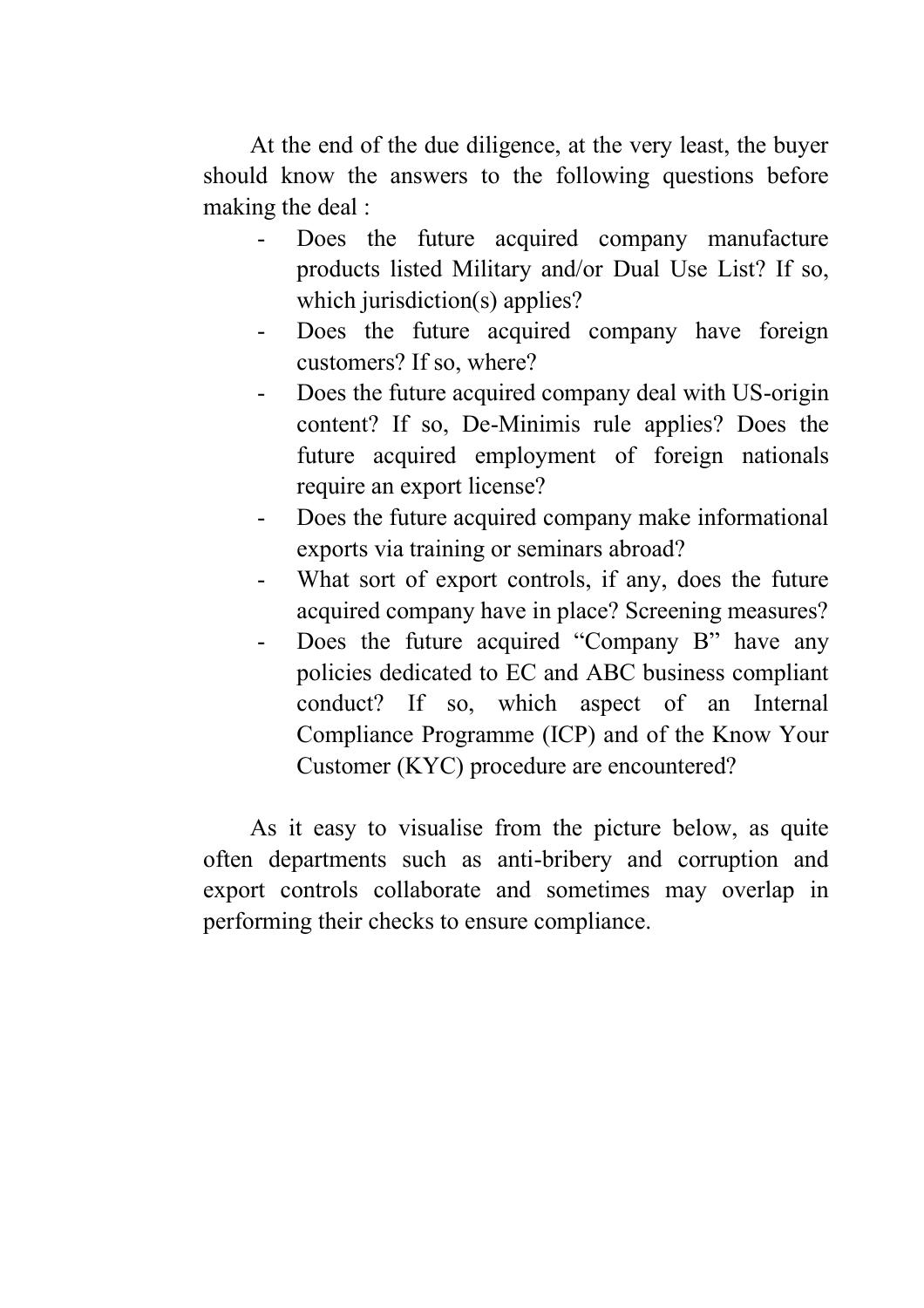At the end of the due diligence, at the very least, the buyer should know the answers to the following questions before making the deal :

- Does the future acquired company manufacture products listed Military and/or Dual Use List? If so, which jurisdiction(s) applies?
- Does the future acquired company have foreign customers? If so, where?
- Does the future acquired company deal with US-origin content? If so, De-Minimis rule applies? Does the future acquired employment of foreign nationals require an export license?
- Does the future acquired company make informational exports via training or seminars abroad?
- What sort of export controls, if any, does the future acquired company have in place? Screening measures?
- Does the future acquired "Company B" have any policies dedicated to EC and ABC business compliant conduct? If so, which aspect of an Internal Compliance Programme (ICP) and of the Know Your Customer (KYC) procedure are encountered?

As it easy to visualise from the picture below, as quite often departments such as anti-bribery and corruption and export controls collaborate and sometimes may overlap in performing their checks to ensure compliance.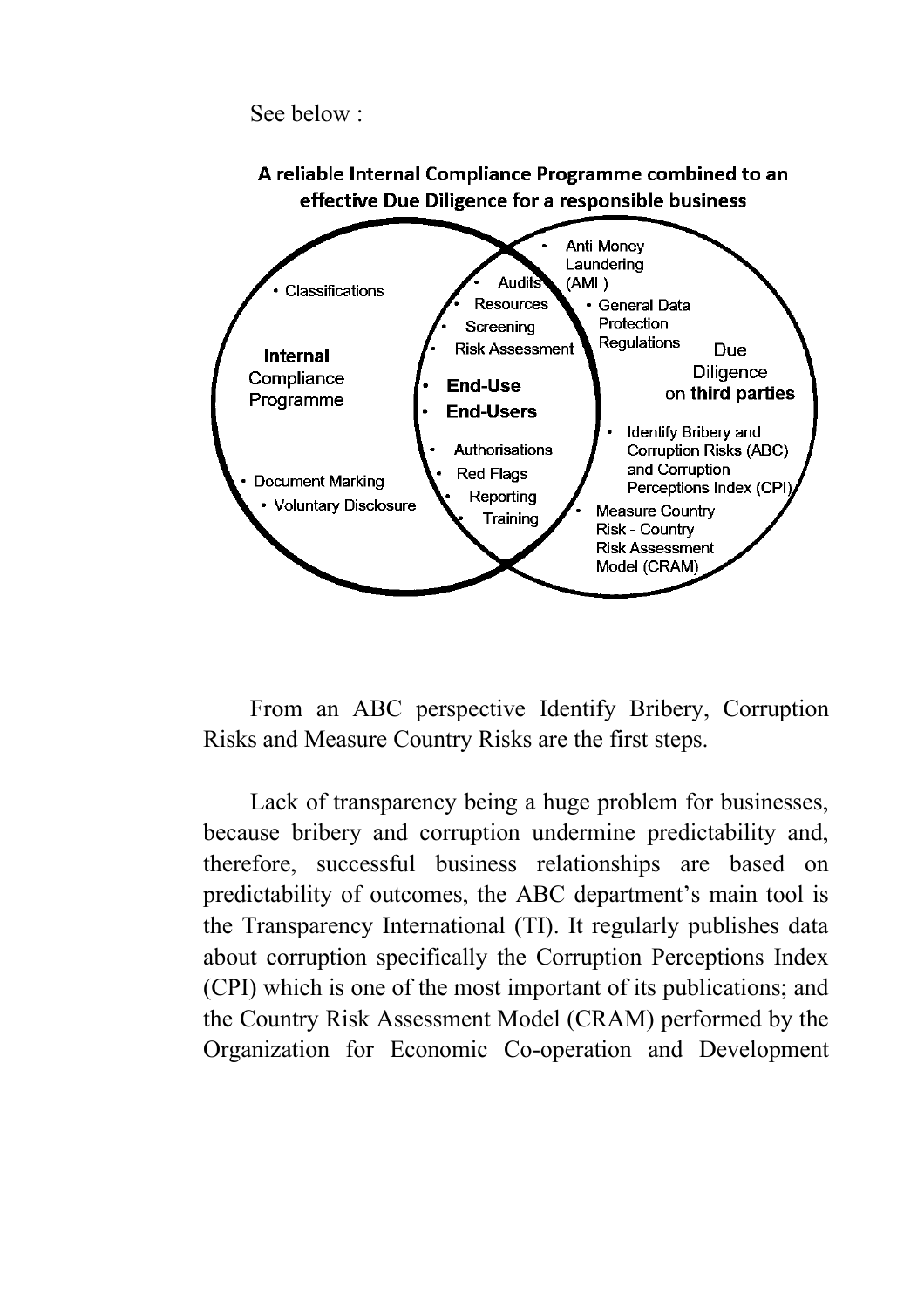See below :

**A reliable Internal Compliance Programme combined to an effective Due Diligence for a responsible business**

**Internal Compliance Programme**

- Classifications
- Document Marking
- Voluntary Disclosure

**Internal Compliance Programme and Due Diligence on third parties**

- Audits
- Resources
- Screening
- Risk Assessment
- **End-Use**
- **End-Users**
- Authorisations
- Red Flags
- Reporting
- Training

**Due Diligence on third parties**

- Anti-Money Laundering (AML)
- General Data Protection Regulations
- Identify Bribery and Corruption Risks (ABC) and Corruption Perceptions Index (CPI)
- Measure Country Risk - Country Risk Assessment Model (CRAM)

From an ABC perspective Identify Bribery, Corruption Risks and Measure Country Risks are the first steps.

Lack of transparency being a huge problem for businesses, because bribery and corruption undermine predictability and, therefore, successful business relationships are based on predictability of outcomes, the ABC department's main tool is the Transparency International (TI). It regularly publishes data about corruption specifically the Corruption Perceptions Index (CPI) which is one of the most important of its publications; and the Country Risk Assessment Model (CRAM) performed by the Organization for Economic Co-operation and Development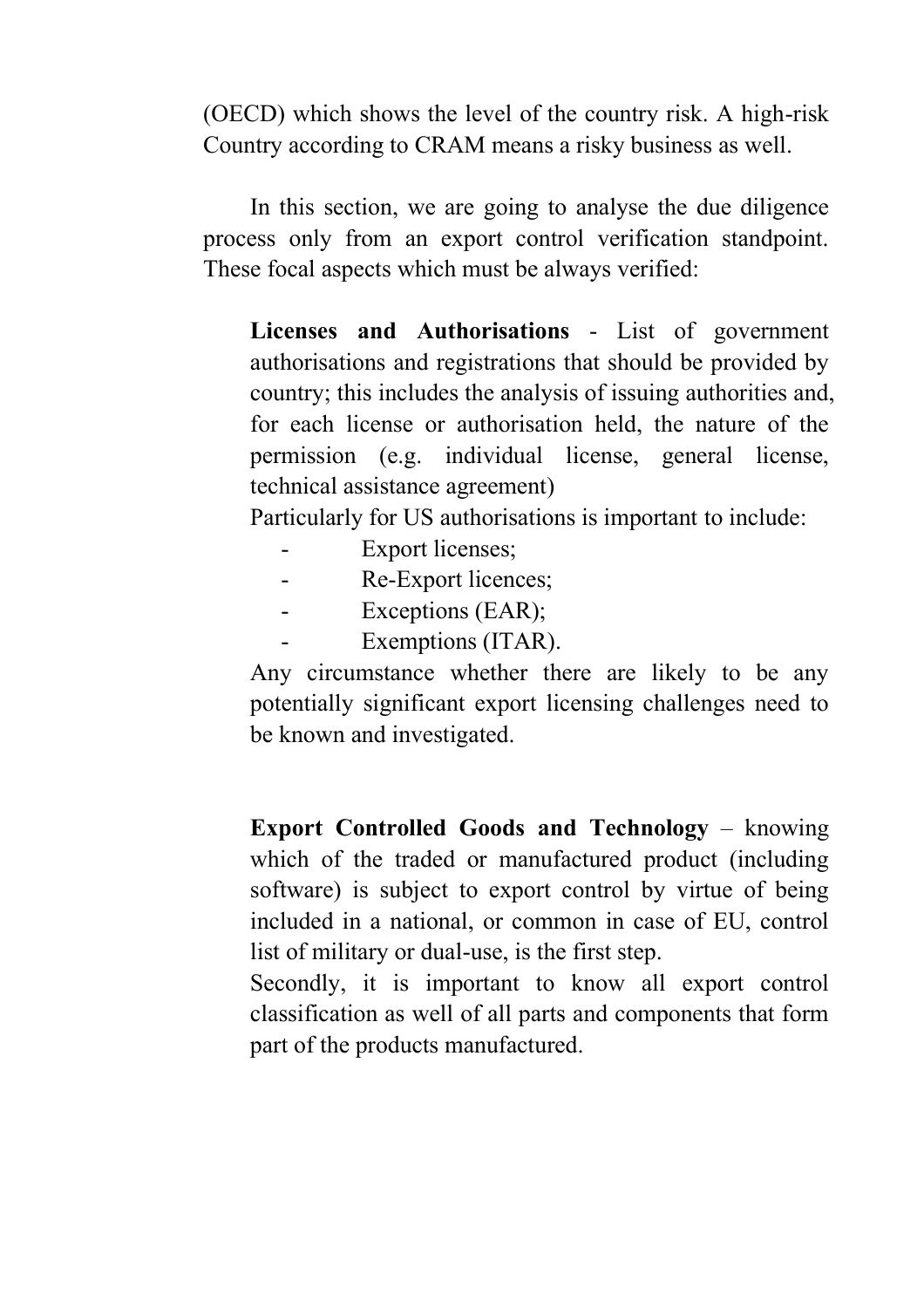(OECD) which shows the level of the country risk. A high-risk Country according to CRAM means a risky business as well.

In this section, we are going to analyse the due diligence process only from an export control verification standpoint. These focal aspects which must be always verified:

**Licenses and Authorisations** - List of government authorisations and registrations that should be provided by country; this includes the analysis of issuing authorities and, for each license or authorisation held, the nature of the permission (e.g. individual license, general license, technical assistance agreement)

Particularly for US authorisations is important to include:

- Export licenses;
- Re-Export licences;
- Exceptions (EAR);
- Exemptions (ITAR).

Any circumstance whether there are likely to be any potentially significant export licensing challenges need to be known and investigated.

**Export Controlled Goods and Technology** – knowing which of the traded or manufactured product (including software) is subject to export control by virtue of being included in a national, or common in case of EU, control list of military or dual-use, is the first step.

Secondly, it is important to know all export control classification as well of all parts and components that form part of the products manufactured.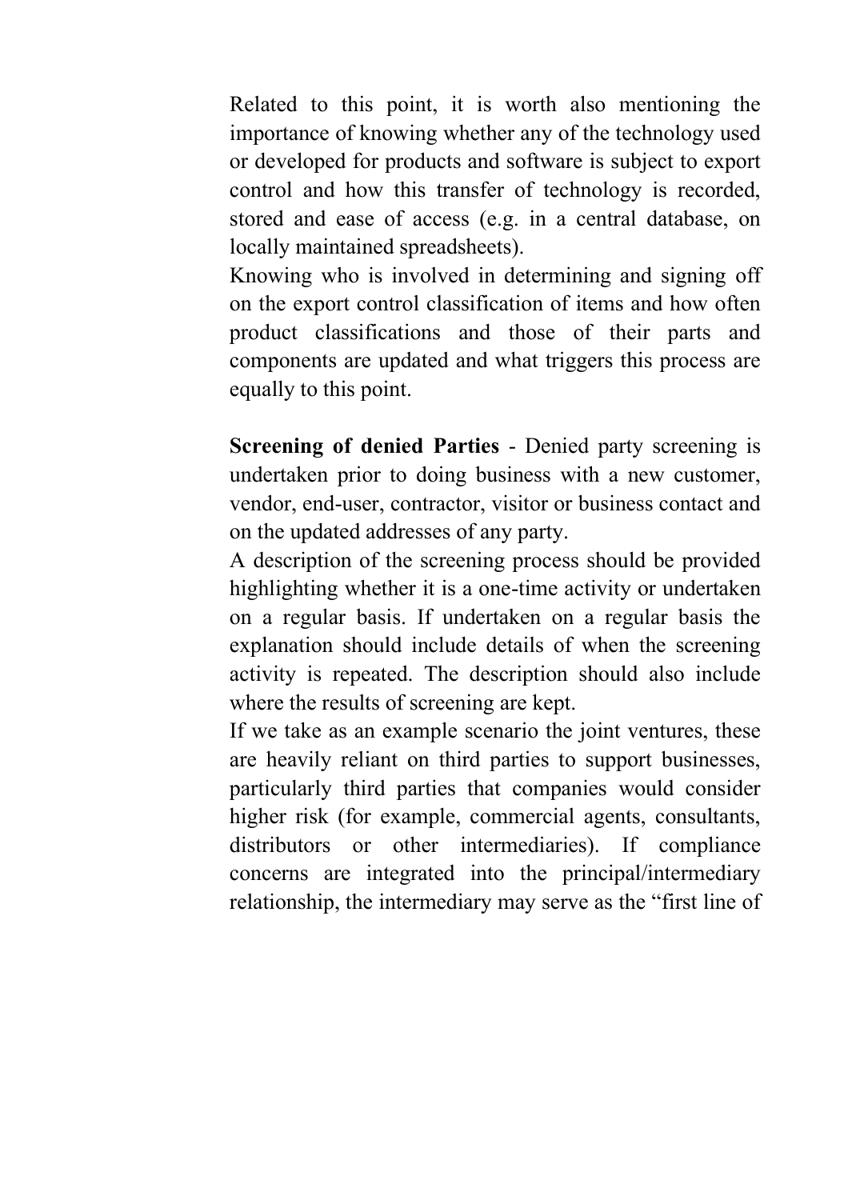Related to this point, it is worth also mentioning the importance of knowing whether any of the technology used or developed for products and software is subject to export control and how this transfer of technology is recorded, stored and ease of access (e.g. in a central database, on locally maintained spreadsheets).

Knowing who is involved in determining and signing off on the export control classification of items and how often product classifications and those of their parts and components are updated and what triggers this process are equally to this point.

**Screening of denied Parties** - Denied party screening is undertaken prior to doing business with a new customer, vendor, end-user, contractor, visitor or business contact and on the updated addresses of any party.

A description of the screening process should be provided highlighting whether it is a one-time activity or undertaken on a regular basis. If undertaken on a regular basis the explanation should include details of when the screening activity is repeated. The description should also include where the results of screening are kept.

If we take as an example scenario the joint ventures, these are heavily reliant on third parties to support businesses, particularly third parties that companies would consider higher risk (for example, commercial agents, consultants, distributors or other intermediaries). If compliance concerns are integrated into the principal/intermediary relationship, the intermediary may serve as the "first line of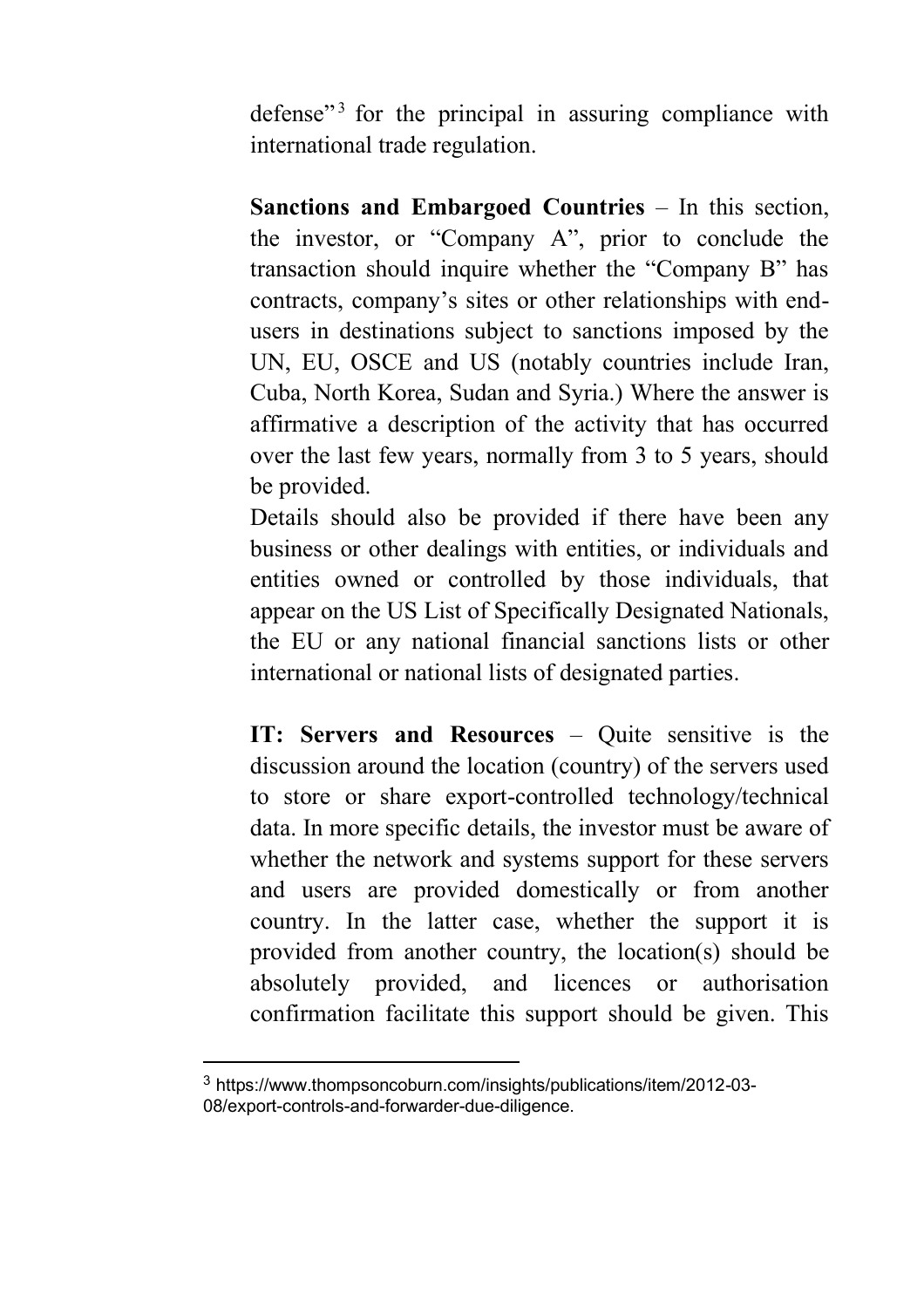defense"[3] for the principal in assuring compliance with international trade regulation.

**Sanctions and Embargoed Countries** – In this section, the investor, or "Company A", prior to conclude the transaction should inquire whether the "Company B" has contracts, company's sites or other relationships with end-users in destinations subject to sanctions imposed by the UN, EU, OSCE and US (notably countries include Iran, Cuba, North Korea, Sudan and Syria.) Where the answer is affirmative a description of the activity that has occurred over the last few years, normally from 3 to 5 years, should be provided.
Details should also be provided if there have been any business or other dealings with entities, or individuals and entities owned or controlled by those individuals, that appear on the US List of Specifically Designated Nationals, the EU or any national financial sanctions lists or other international or national lists of designated parties.

**IT: Servers and Resources** – Quite sensitive is the discussion around the location (country) of the servers used to store or share export-controlled technology/technical data. In more specific details, the investor must be aware of whether the network and systems support for these servers and users are provided domestically or from another country. In the latter case, whether the support it is provided from another country, the location(s) should be absolutely provided, and licences or authorisation confirmation facilitate this support should be given. This

---

[3] https://www.thompsoncoburn.com/insights/publications/item/2012-03-08/export-controls-and-forwarder-due-diligence.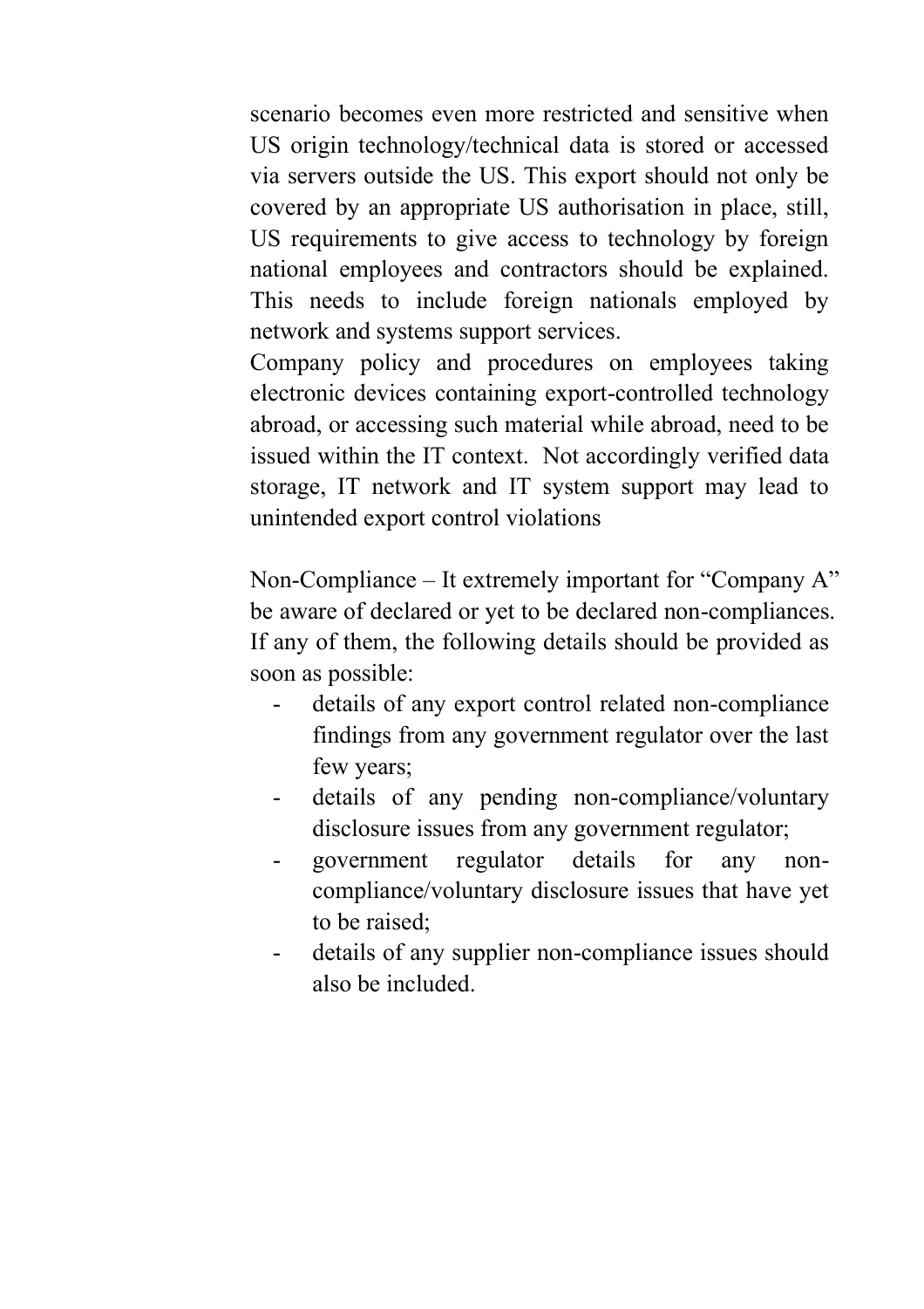scenario becomes even more restricted and sensitive when US origin technology/technical data is stored or accessed via servers outside the US. This export should not only be covered by an appropriate US authorisation in place, still, US requirements to give access to technology by foreign national employees and contractors should be explained. This needs to include foreign nationals employed by network and systems support services.
Company policy and procedures on employees taking electronic devices containing export-controlled technology abroad, or accessing such material while abroad, need to be issued within the IT context. Not accordingly verified data storage, IT network and IT system support may lead to unintended export control violations

Non-Compliance – It extremely important for "Company A" be aware of declared or yet to be declared non-compliances. If any of them, the following details should be provided as soon as possible:

- details of any export control related non-compliance findings from any government regulator over the last few years;
- details of any pending non-compliance/voluntary disclosure issues from any government regulator;
- government regulator details for any non-compliance/voluntary disclosure issues that have yet to be raised;
- details of any supplier non-compliance issues should also be included.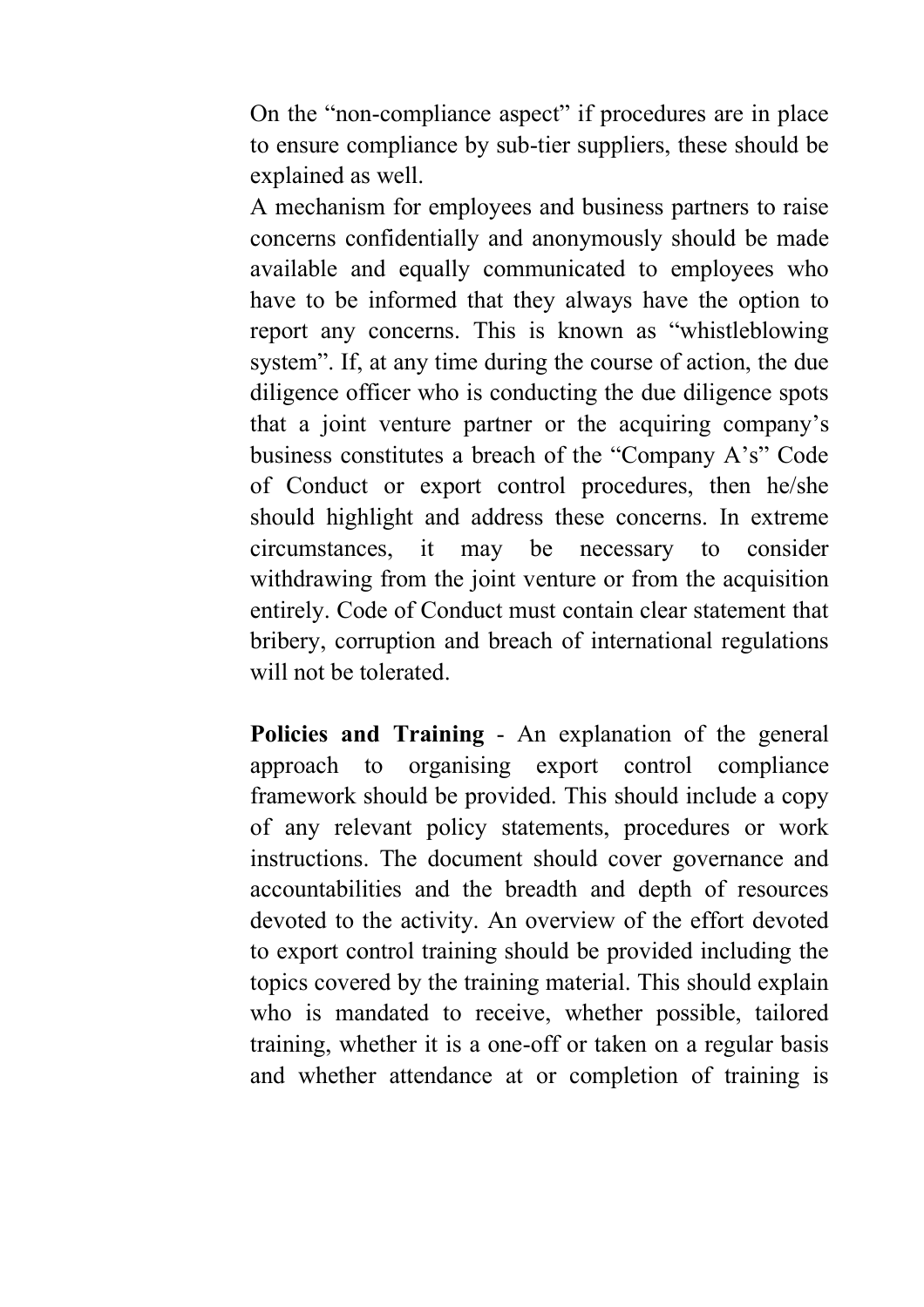On the “non-compliance aspect” if procedures are in place to ensure compliance by sub-tier suppliers, these should be explained as well.

A mechanism for employees and business partners to raise concerns confidentially and anonymously should be made available and equally communicated to employees who have to be informed that they always have the option to report any concerns. This is known as “whistleblowing system”. If, at any time during the course of action, the due diligence officer who is conducting the due diligence spots that a joint venture partner or the acquiring company’s business constitutes a breach of the “Company A’s” Code of Conduct or export control procedures, then he/she should highlight and address these concerns. In extreme circumstances, it may be necessary to consider withdrawing from the joint venture or from the acquisition entirely. Code of Conduct must contain clear statement that bribery, corruption and breach of international regulations will not be tolerated.

**Policies and Training** - An explanation of the general approach to organising export control compliance framework should be provided. This should include a copy of any relevant policy statements, procedures or work instructions. The document should cover governance and accountabilities and the breadth and depth of resources devoted to the activity. An overview of the effort devoted to export control training should be provided including the topics covered by the training material. This should explain who is mandated to receive, whether possible, tailored training, whether it is a one-off or taken on a regular basis and whether attendance at or completion of training is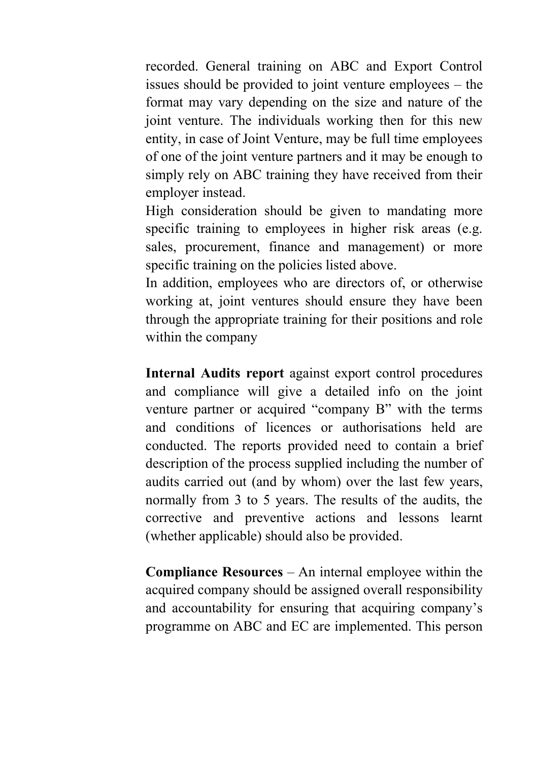recorded. General training on ABC and Export Control issues should be provided to joint venture employees – the format may vary depending on the size and nature of the joint venture. The individuals working then for this new entity, in case of Joint Venture, may be full time employees of one of the joint venture partners and it may be enough to simply rely on ABC training they have received from their employer instead.

High consideration should be given to mandating more specific training to employees in higher risk areas (e.g. sales, procurement, finance and management) or more specific training on the policies listed above.

In addition, employees who are directors of, or otherwise working at, joint ventures should ensure they have been through the appropriate training for their positions and role within the company

**Internal Audits report** against export control procedures and compliance will give a detailed info on the joint venture partner or acquired "company B" with the terms and conditions of licences or authorisations held are conducted. The reports provided need to contain a brief description of the process supplied including the number of audits carried out (and by whom) over the last few years, normally from 3 to 5 years. The results of the audits, the corrective and preventive actions and lessons learnt (whether applicable) should also be provided.

**Compliance Resources** – An internal employee within the acquired company should be assigned overall responsibility and accountability for ensuring that acquiring company's programme on ABC and EC are implemented. This person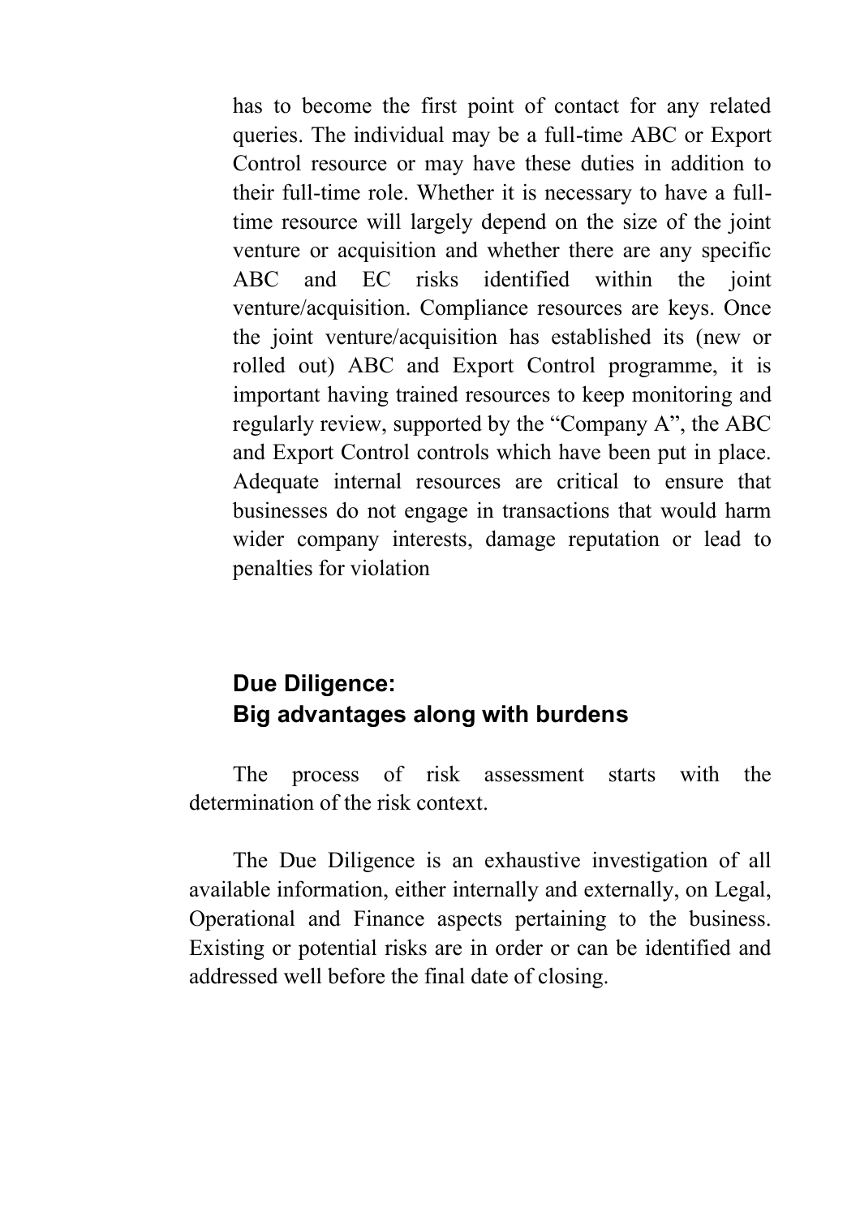has to become the first point of contact for any related queries. The individual may be a full-time ABC or Export Control resource or may have these duties in addition to their full-time role. Whether it is necessary to have a full-time resource will largely depend on the size of the joint venture or acquisition and whether there are any specific ABC and EC risks identified within the joint venture/acquisition. Compliance resources are keys. Once the joint venture/acquisition has established its (new or rolled out) ABC and Export Control programme, it is important having trained resources to keep monitoring and regularly review, supported by the "Company A", the ABC and Export Control controls which have been put in place. Adequate internal resources are critical to ensure that businesses do not engage in transactions that would harm wider company interests, damage reputation or lead to penalties for violation

## Due Diligence: Big advantages along with burdens

The process of risk assessment starts with the determination of the risk context.

The Due Diligence is an exhaustive investigation of all available information, either internally and externally, on Legal, Operational and Finance aspects pertaining to the business. Existing or potential risks are in order or can be identified and addressed well before the final date of closing.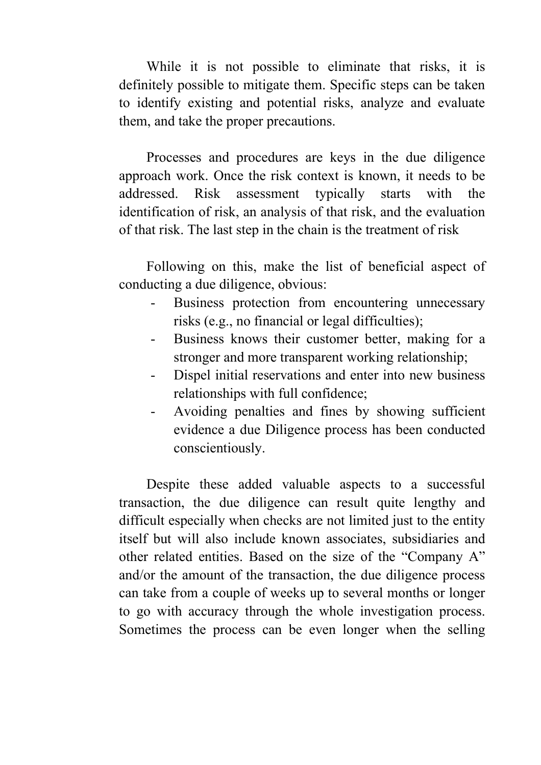While it is not possible to eliminate that risks, it is definitely possible to mitigate them. Specific steps can be taken to identify existing and potential risks, analyze and evaluate them, and take the proper precautions.

Processes and procedures are keys in the due diligence approach work. Once the risk context is known, it needs to be addressed. Risk assessment typically starts with the identification of risk, an analysis of that risk, and the evaluation of that risk. The last step in the chain is the treatment of risk

Following on this, make the list of beneficial aspect of conducting a due diligence, obvious:

- Business protection from encountering unnecessary risks (e.g., no financial or legal difficulties);
- Business knows their customer better, making for a stronger and more transparent working relationship;
- Dispel initial reservations and enter into new business relationships with full confidence;
- Avoiding penalties and fines by showing sufficient evidence a due Diligence process has been conducted conscientiously.

Despite these added valuable aspects to a successful transaction, the due diligence can result quite lengthy and difficult especially when checks are not limited just to the entity itself but will also include known associates, subsidiaries and other related entities. Based on the size of the "Company A" and/or the amount of the transaction, the due diligence process can take from a couple of weeks up to several months or longer to go with accuracy through the whole investigation process. Sometimes the process can be even longer when the selling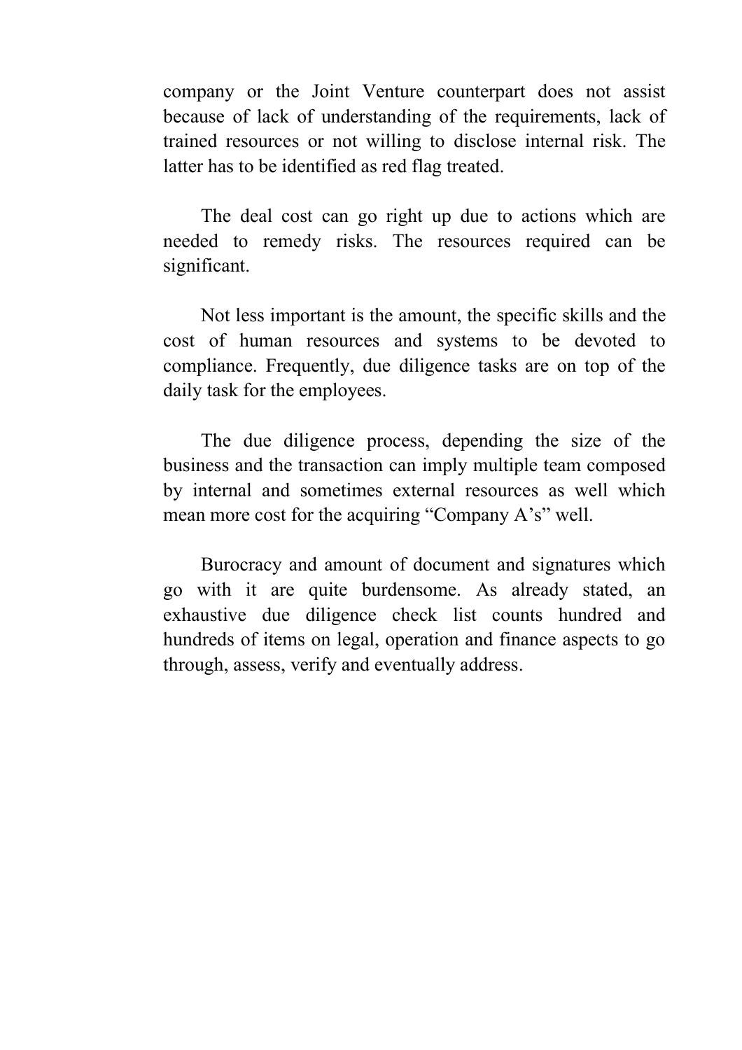company or the Joint Venture counterpart does not assist because of lack of understanding of the requirements, lack of trained resources or not willing to disclose internal risk. The latter has to be identified as red flag treated.

The deal cost can go right up due to actions which are needed to remedy risks. The resources required can be significant.

Not less important is the amount, the specific skills and the cost of human resources and systems to be devoted to compliance. Frequently, due diligence tasks are on top of the daily task for the employees.

The due diligence process, depending the size of the business and the transaction can imply multiple team composed by internal and sometimes external resources as well which mean more cost for the acquiring "Company A's" well.

Burocracy and amount of document and signatures which go with it are quite burdensome. As already stated, an exhaustive due diligence check list counts hundred and hundreds of items on legal, operation and finance aspects to go through, assess, verify and eventually address.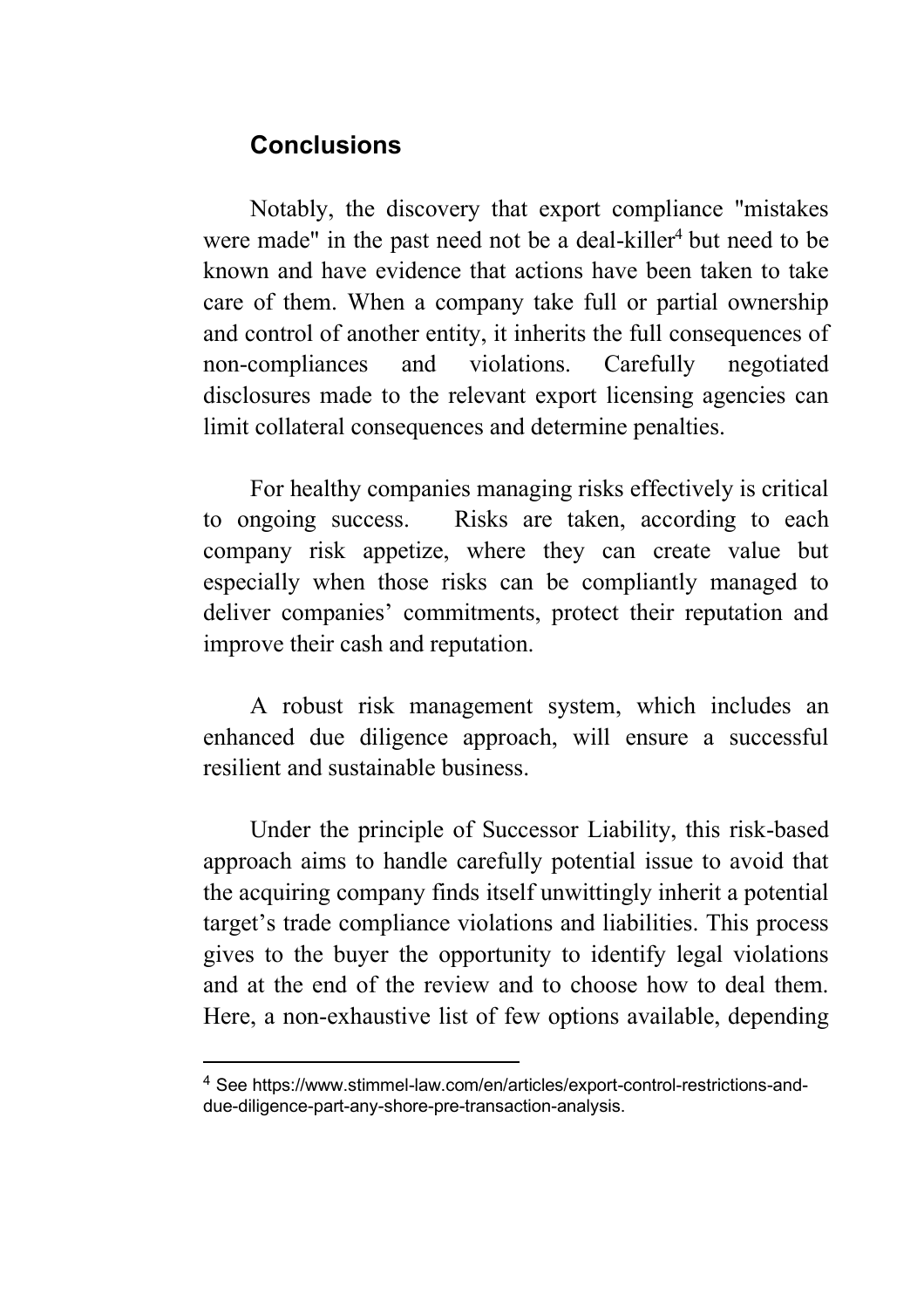## Conclusions

Notably, the discovery that export compliance "mistakes were made" in the past need not be a deal-killer[4] but need to be known and have evidence that actions have been taken to take care of them. When a company take full or partial ownership and control of another entity, it inherits the full consequences of non-compliances and violations. Carefully negotiated disclosures made to the relevant export licensing agencies can limit collateral consequences and determine penalties.

For healthy companies managing risks effectively is critical to ongoing success. Risks are taken, according to each company risk appetize, where they can create value but especially when those risks can be compliantly managed to deliver companies' commitments, protect their reputation and improve their cash and reputation.

A robust risk management system, which includes an enhanced due diligence approach, will ensure a successful resilient and sustainable business.

Under the principle of Successor Liability, this risk-based approach aims to handle carefully potential issue to avoid that the acquiring company finds itself unwittingly inherit a potential target's trade compliance violations and liabilities. This process gives to the buyer the opportunity to identify legal violations and at the end of the review and to choose how to deal them. Here, a non-exhaustive list of few options available, depending

---

[4] See https://www.stimmel-law.com/en/articles/export-control-restrictions-and-due-diligence-part-any-shore-pre-transaction-analysis.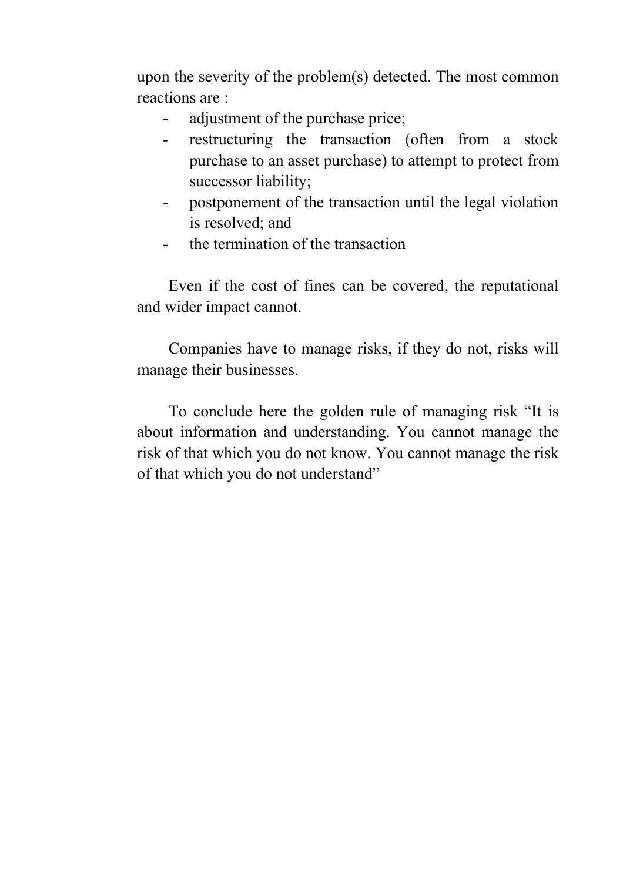upon the severity of the problem(s) detected. The most common reactions are :

- adjustment of the purchase price;
- restructuring the transaction (often from a stock purchase to an asset purchase) to attempt to protect from successor liability;
- postponement of the transaction until the legal violation is resolved; and
- the termination of the transaction

Even if the cost of fines can be covered, the reputational and wider impact cannot.

Companies have to manage risks, if they do not, risks will manage their businesses.

To conclude here the golden rule of managing risk "It is about information and understanding. You cannot manage the risk of that which you do not know. You cannot manage the risk of that which you do not understand"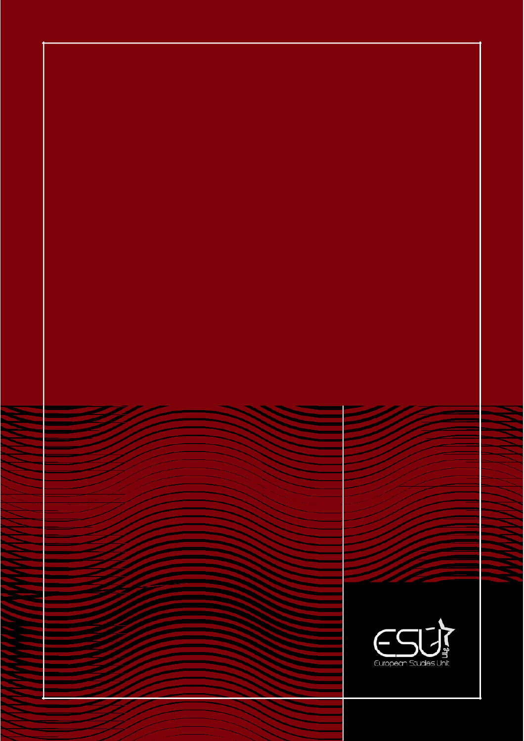ESU ULg

European Studies Unit